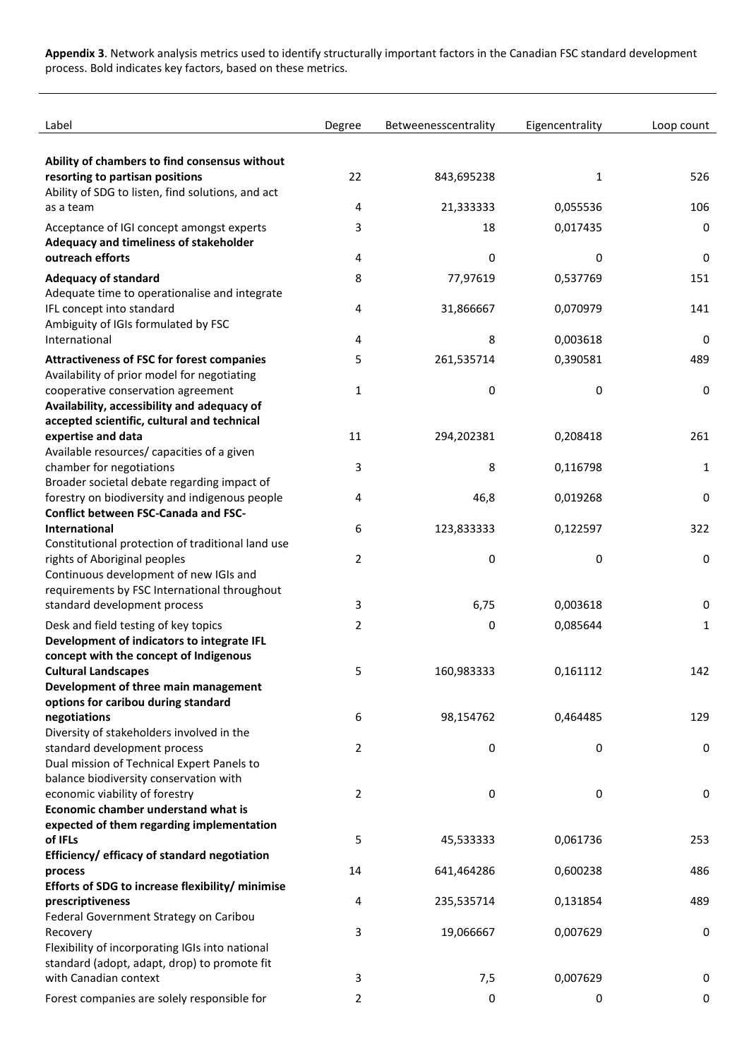**Appendix 3**. Network analysis metrics used to identify structurally important factors in the Canadian FSC standard development process. Bold indicates key factors, based on these metrics.

| Label | Degree | Betweenesscentrality | Eigencentrality | Loop count |
|---|---|---|---|---|
| **Ability of chambers to find consensus without resorting to partisan positions** | 22 | 843,695238 | 1 | 526 |
| Ability of SDG to listen, find solutions, and act as a team | 4 | 21,333333 | 0,055536 | 106 |
| Acceptance of IGI concept amongst experts | 3 | 18 | 0,017435 | 0 |
| **Adequacy and timeliness of stakeholder outreach efforts** | 4 | 0 | 0 | 0 |
| **Adequacy of standard** | 8 | 77,97619 | 0,537769 | 151 |
| Adequate time to operationalise and integrate IFL concept into standard | 4 | 31,866667 | 0,070979 | 141 |
| Ambiguity of IGIs formulated by FSC International | 4 | 8 | 0,003618 | 0 |
| **Attractiveness of FSC for forest companies** | 5 | 261,535714 | 0,390581 | 489 |
| Availability of prior model for negotiating cooperative conservation agreement | 1 | 0 | 0 | 0 |
| **Availability, accessibility and adequacy of accepted scientific, cultural and technical expertise and data** | 11 | 294,202381 | 0,208418 | 261 |
| Available resources/ capacities of a given chamber for negotiations | 3 | 8 | 0,116798 | 1 |
| Broader societal debate regarding impact of forestry on biodiversity and indigenous people | 4 | 46,8 | 0,019268 | 0 |
| **Conflict between FSC-Canada and FSC-International** | 6 | 123,833333 | 0,122597 | 322 |
| Constitutional protection of traditional land use rights of Aboriginal peoples | 2 | 0 | 0 | 0 |
| Continuous development of new IGIs and requirements by FSC International throughout standard development process | 3 | 6,75 | 0,003618 | 0 |
| Desk and field testing of key topics | 2 | 0 | 0,085644 | 1 |
| **Development of indicators to integrate IFL concept with the concept of Indigenous Cultural Landscapes** | 5 | 160,983333 | 0,161112 | 142 |
| **Development of three main management options for caribou during standard negotiations** | 6 | 98,154762 | 0,464485 | 129 |
| Diversity of stakeholders involved in the standard development process | 2 | 0 | 0 | 0 |
| Dual mission of Technical Expert Panels to balance biodiversity conservation with economic viability of forestry | 2 | 0 | 0 | 0 |
| **Economic chamber understand what is expected of them regarding implementation of IFLs** | 5 | 45,533333 | 0,061736 | 253 |
| **Efficiency/ efficacy of standard negotiation process** | 14 | 641,464286 | 0,600238 | 486 |
| **Efforts of SDG to increase flexibility/ minimise prescriptiveness** | 4 | 235,535714 | 0,131854 | 489 |
| Federal Government Strategy on Caribou Recovery | 3 | 19,066667 | 0,007629 | 0 |
| Flexibility of incorporating IGIs into national standard (adopt, adapt, drop) to promote fit with Canadian context | 3 | 7,5 | 0,007629 | 0 |
| Forest companies are solely responsible for | 2 | 0 | 0 | 0 |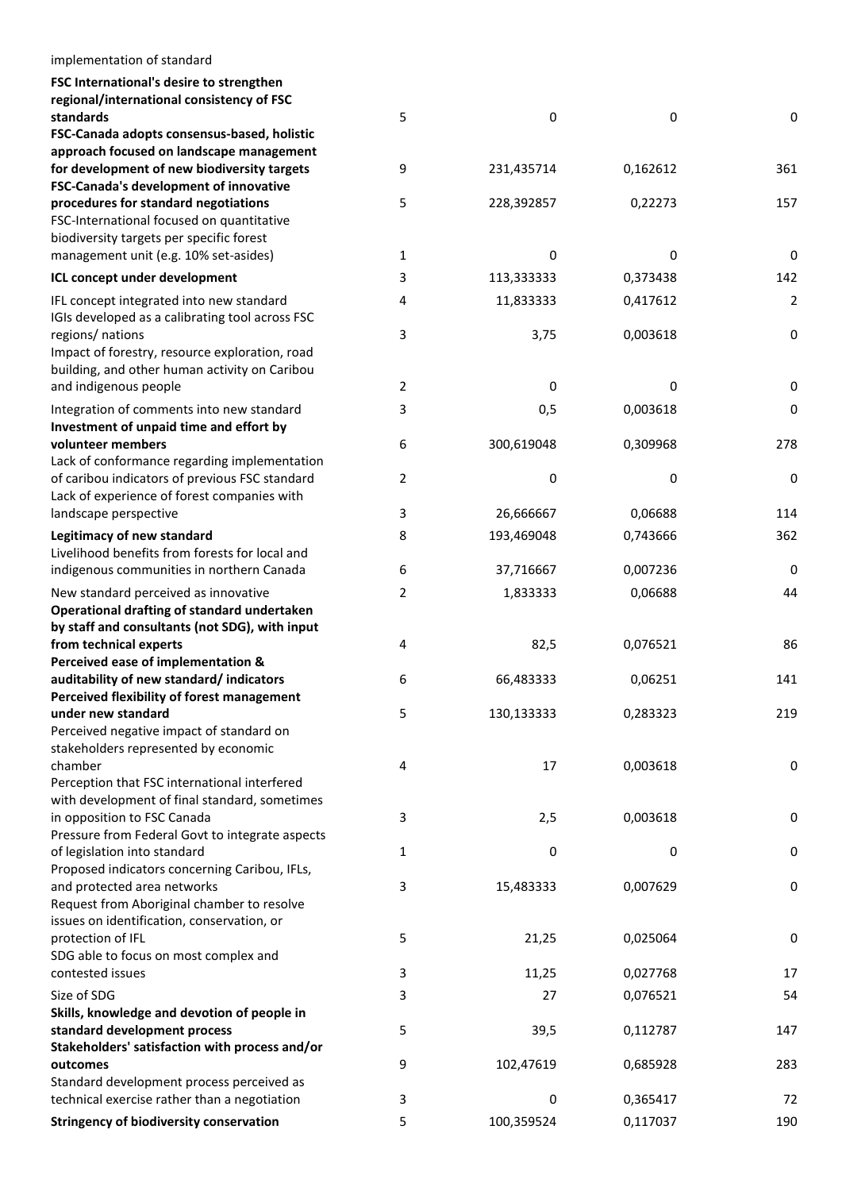| | | | | |
|---|---|---|---|---|
| implementation of standard | | | | |
| **FSC International's desire to strengthen regional/international consistency of FSC standards** | 5 | 0 | 0 | 0 |
| **FSC-Canada adopts consensus-based, holistic approach focused on landscape management for development of new biodiversity targets** | 9 | 231,435714 | 0,162612 | 361 |
| **FSC-Canada's development of innovative procedures for standard negotiations** | 5 | 228,392857 | 0,22273 | 157 |
| FSC-International focused on quantitative biodiversity targets per specific forest management unit (e.g. 10% set-asides) | 1 | 0 | 0 | 0 |
| **ICL concept under development** | 3 | 113,333333 | 0,373438 | 142 |
| IFL concept integrated into new standard | 4 | 11,833333 | 0,417612 | 2 |
| IGIs developed as a calibrating tool across FSC regions/ nations | 3 | 3,75 | 0,003618 | 0 |
| Impact of forestry, resource exploration, road building, and other human activity on Caribou and indigenous people | 2 | 0 | 0 | 0 |
| Integration of comments into new standard | 3 | 0,5 | 0,003618 | 0 |
| **Investment of unpaid time and effort by volunteer members** | 6 | 300,619048 | 0,309968 | 278 |
| Lack of conformance regarding implementation of caribou indicators of previous FSC standard | 2 | 0 | 0 | 0 |
| Lack of experience of forest companies with landscape perspective | 3 | 26,666667 | 0,06688 | 114 |
| **Legitimacy of new standard** | 8 | 193,469048 | 0,743666 | 362 |
| Livelihood benefits from forests for local and indigenous communities in northern Canada | 6 | 37,716667 | 0,007236 | 0 |
| New standard perceived as innovative | 2 | 1,833333 | 0,06688 | 44 |
| **Operational drafting of standard undertaken by staff and consultants (not SDG), with input from technical experts** | 4 | 82,5 | 0,076521 | 86 |
| **Perceived ease of implementation & auditability of new standard/ indicators** | 6 | 66,483333 | 0,06251 | 141 |
| **Perceived flexibility of forest management under new standard** | 5 | 130,133333 | 0,283323 | 219 |
| Perceived negative impact of standard on stakeholders represented by economic chamber | 4 | 17 | 0,003618 | 0 |
| Perception that FSC international interfered with development of final standard, sometimes in opposition to FSC Canada | 3 | 2,5 | 0,003618 | 0 |
| Pressure from Federal Govt to integrate aspects of legislation into standard | 1 | 0 | 0 | 0 |
| Proposed indicators concerning Caribou, IFLs, and protected area networks | 3 | 15,483333 | 0,007629 | 0 |
| Request from Aboriginal chamber to resolve issues on identification, conservation, or protection of IFL | 5 | 21,25 | 0,025064 | 0 |
| SDG able to focus on most complex and contested issues | 3 | 11,25 | 0,027768 | 17 |
| Size of SDG | 3 | 27 | 0,076521 | 54 |
| **Skills, knowledge and devotion of people in standard development process** | 5 | 39,5 | 0,112787 | 147 |
| **Stakeholders' satisfaction with process and/or outcomes** | 9 | 102,47619 | 0,685928 | 283 |
| Standard development process perceived as technical exercise rather than a negotiation | 3 | 0 | 0,365417 | 72 |
| **Stringency of biodiversity conservation** | 5 | 100,359524 | 0,117037 | 190 |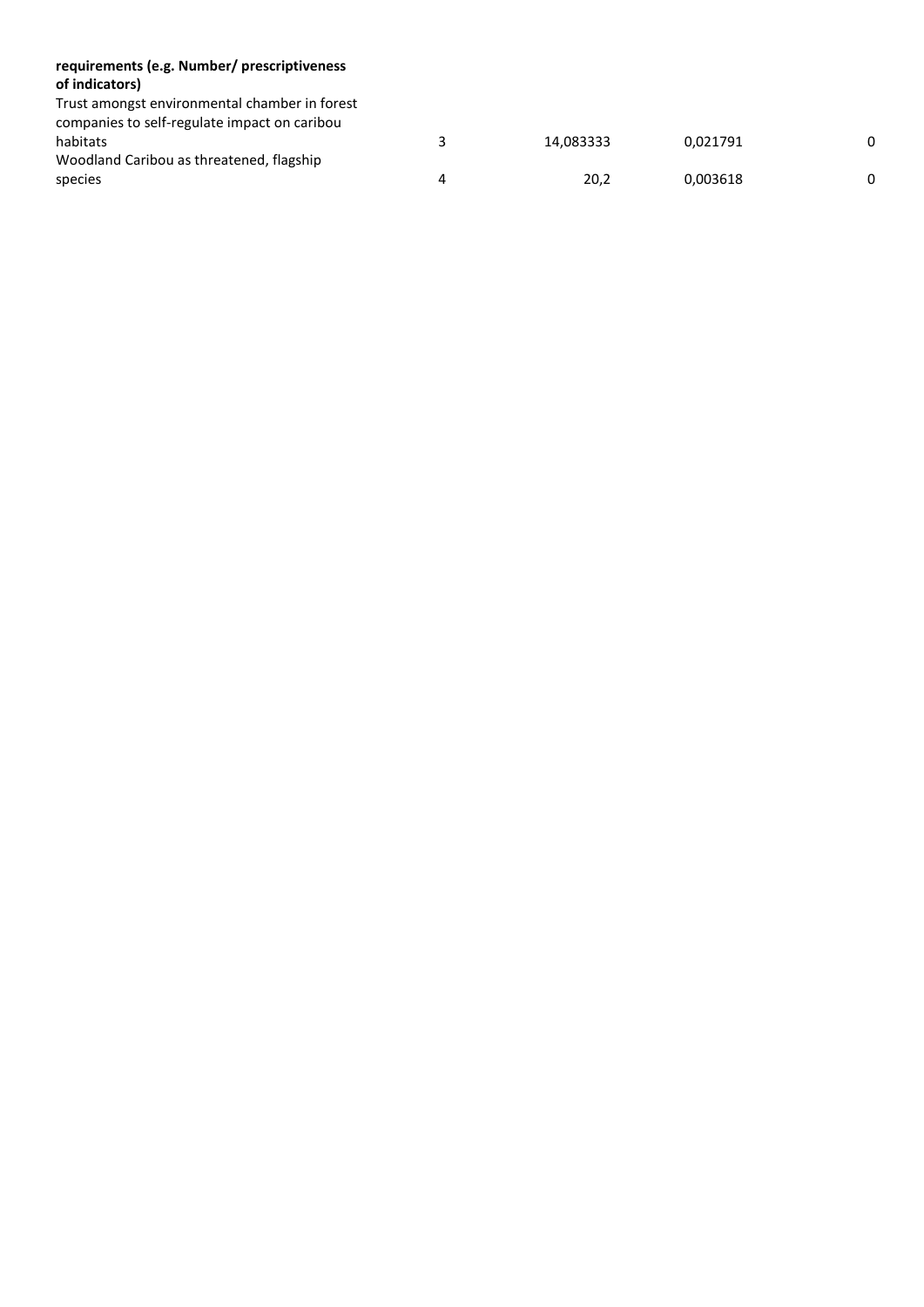| | | | | |
|---|---|---|---|---|
| **requirements (e.g. Number/ prescriptiveness of indicators)** | | | | |
| Trust amongst environmental chamber in forest companies to self-regulate impact on caribou habitats | 3 | 14,083333 | 0,021791 | 0 |
| Woodland Caribou as threatened, flagship species | 4 | 20,2 | 0,003618 | 0 |